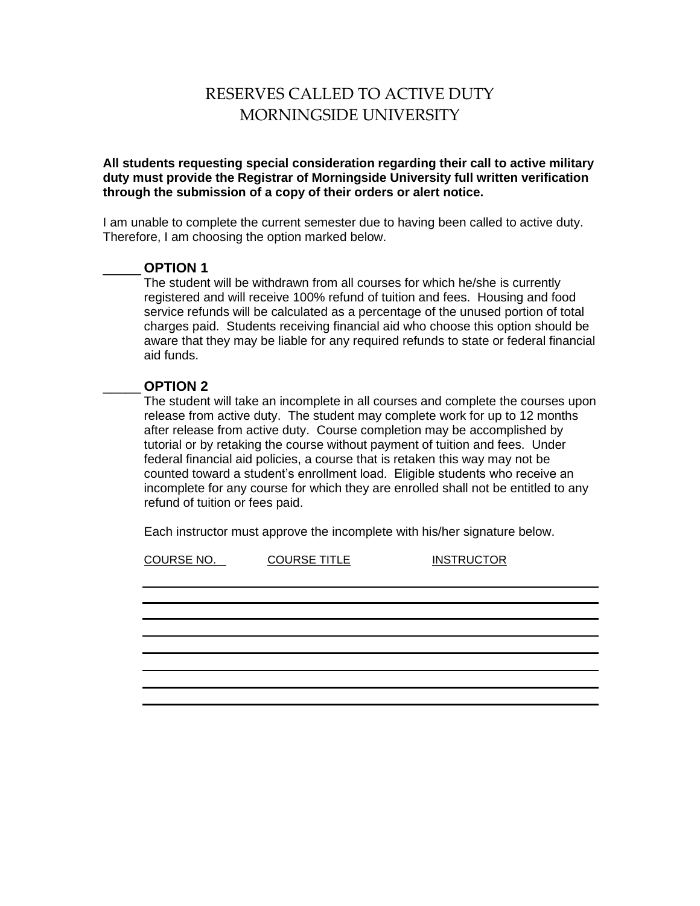# RESERVES CALLED TO ACTIVE DUTY
# MORNINGSIDE UNIVERSITY

**All students requesting special consideration regarding their call to active military duty must provide the Registrar of Morningside University full written verification through the submission of a copy of their orders or alert notice.**

I am unable to complete the current semester due to having been called to active duty. Therefore, I am choosing the option marked below.

_____ **OPTION 1**

The student will be withdrawn from all courses for which he/she is currently registered and will receive 100% refund of tuition and fees. Housing and food service refunds will be calculated as a percentage of the unused portion of total charges paid. Students receiving financial aid who choose this option should be aware that they may be liable for any required refunds to state or federal financial aid funds.

_____ **OPTION 2**

The student will take an incomplete in all courses and complete the courses upon release from active duty. The student may complete work for up to 12 months after release from active duty. Course completion may be accomplished by tutorial or by retaking the course without payment of tuition and fees. Under federal financial aid policies, a course that is retaken this way may not be counted toward a student's enrollment load. Eligible students who receive an incomplete for any course for which they are enrolled shall not be entitled to any refund of tuition or fees paid.

Each instructor must approve the incomplete with his/her signature below.

| COURSE NO. | COURSE TITLE | INSTRUCTOR |
| --- | --- | --- |
| | | |
| | | |
| | | |
| | | |
| | | |
| | | |
| | | |
| | | |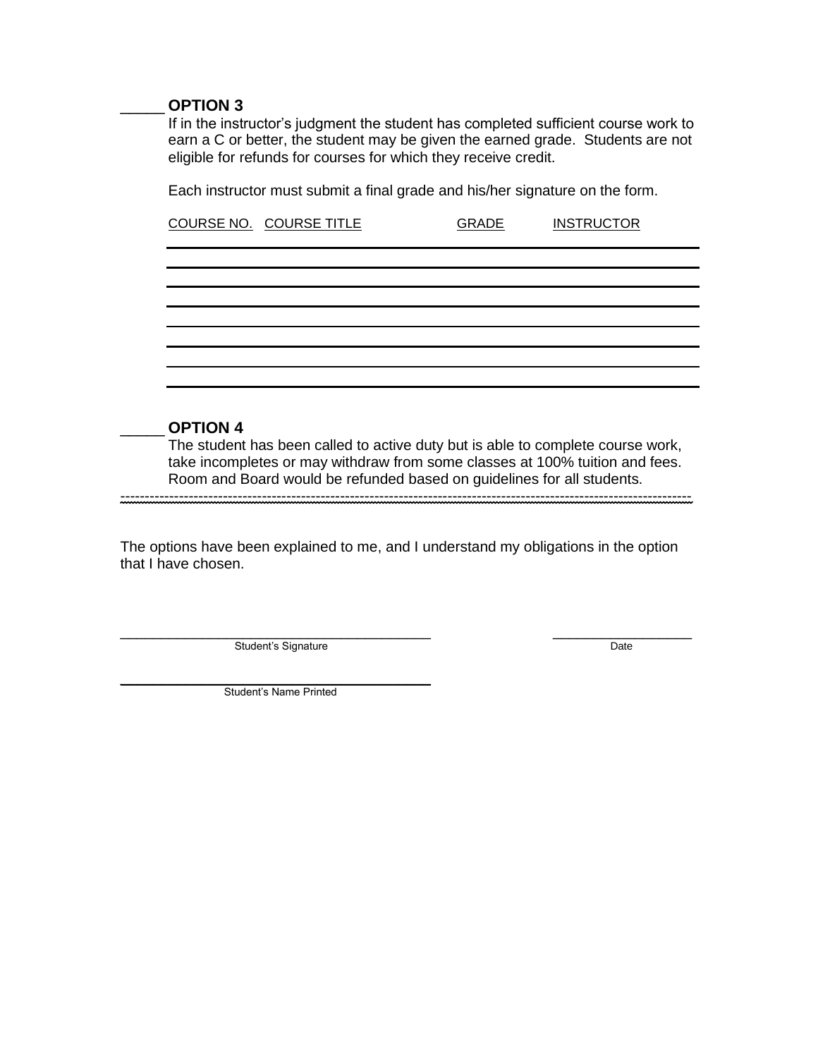_____ **OPTION 3**

If in the instructor's judgment the student has completed sufficient course work to earn a C or better, the student may be given the earned grade. Students are not eligible for refunds for courses for which they receive credit.

Each instructor must submit a final grade and his/her signature on the form.

| COURSE NO. | COURSE TITLE | GRADE | INSTRUCTOR |
|---|---|---|---|
| | | | |
| | | | |
| | | | |
| | | | |
| | | | |
| | | | |
| | | | |

_____ **OPTION 4**

The student has been called to active duty but is able to complete course work, take incompletes or may withdraw from some classes at 100% tuition and fees. Room and Board would be refunded based on guidelines for all students.

---

The options have been explained to me, and I understand my obligations in the option that I have chosen.

_______________________________________ Student's Signature

____________________ Date

_______________________________________ Student's Name Printed